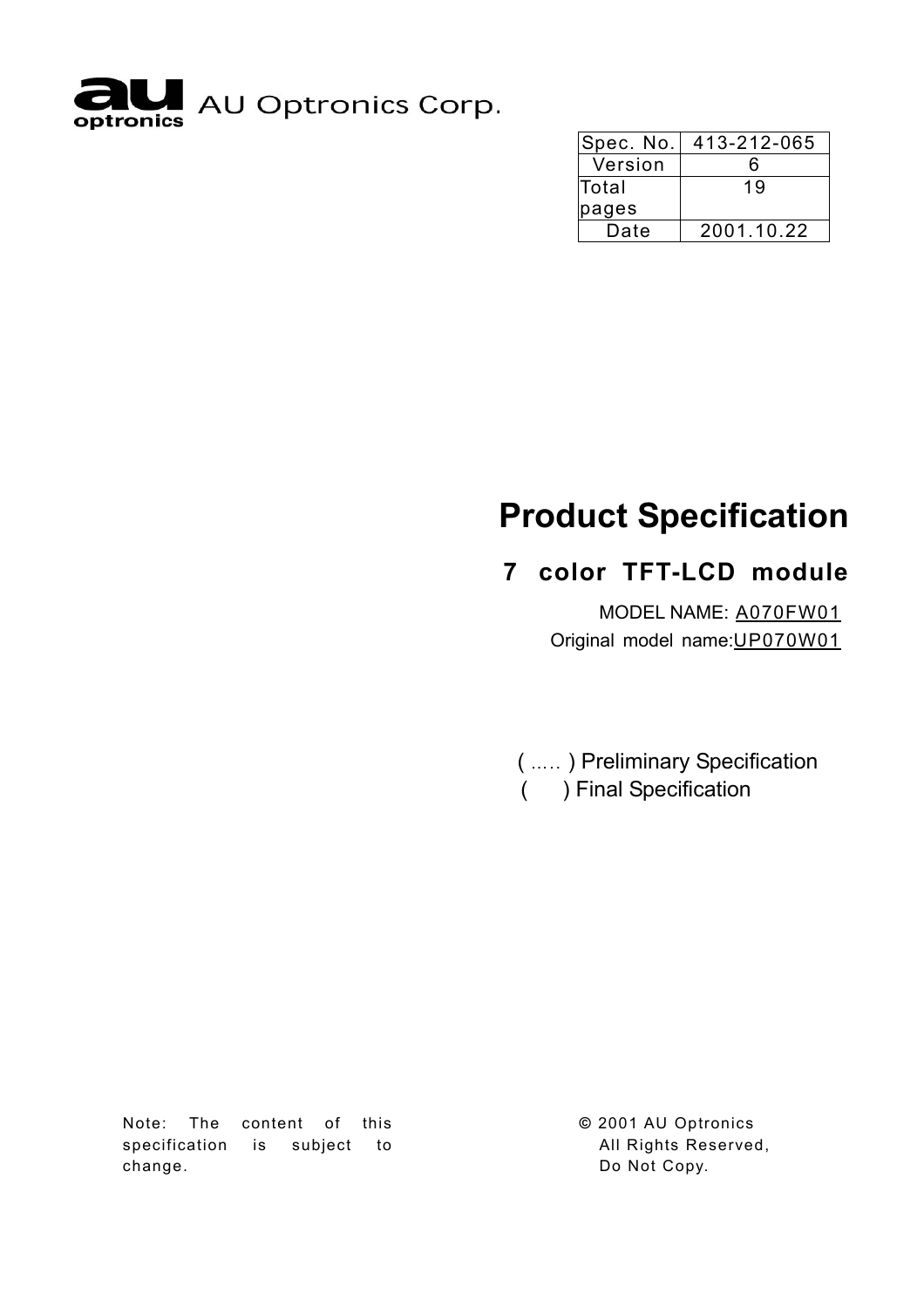AU Optronics Corp.

| Spec. No. | 413-212-065 |
| --- | --- |
| Version | 6 |
| Total pages | 19 |
| Date | 2001.10.22 |

# Product Specification

## 7 color TFT-LCD module

MODEL NAME: A070FW01

Original model name: UP070W01

( ..… ) Preliminary Specification

( ) Final Specification

Note: The content of this specification is subject to change.

© 2001 AU Optronics
All Rights Reserved,
Do Not Copy.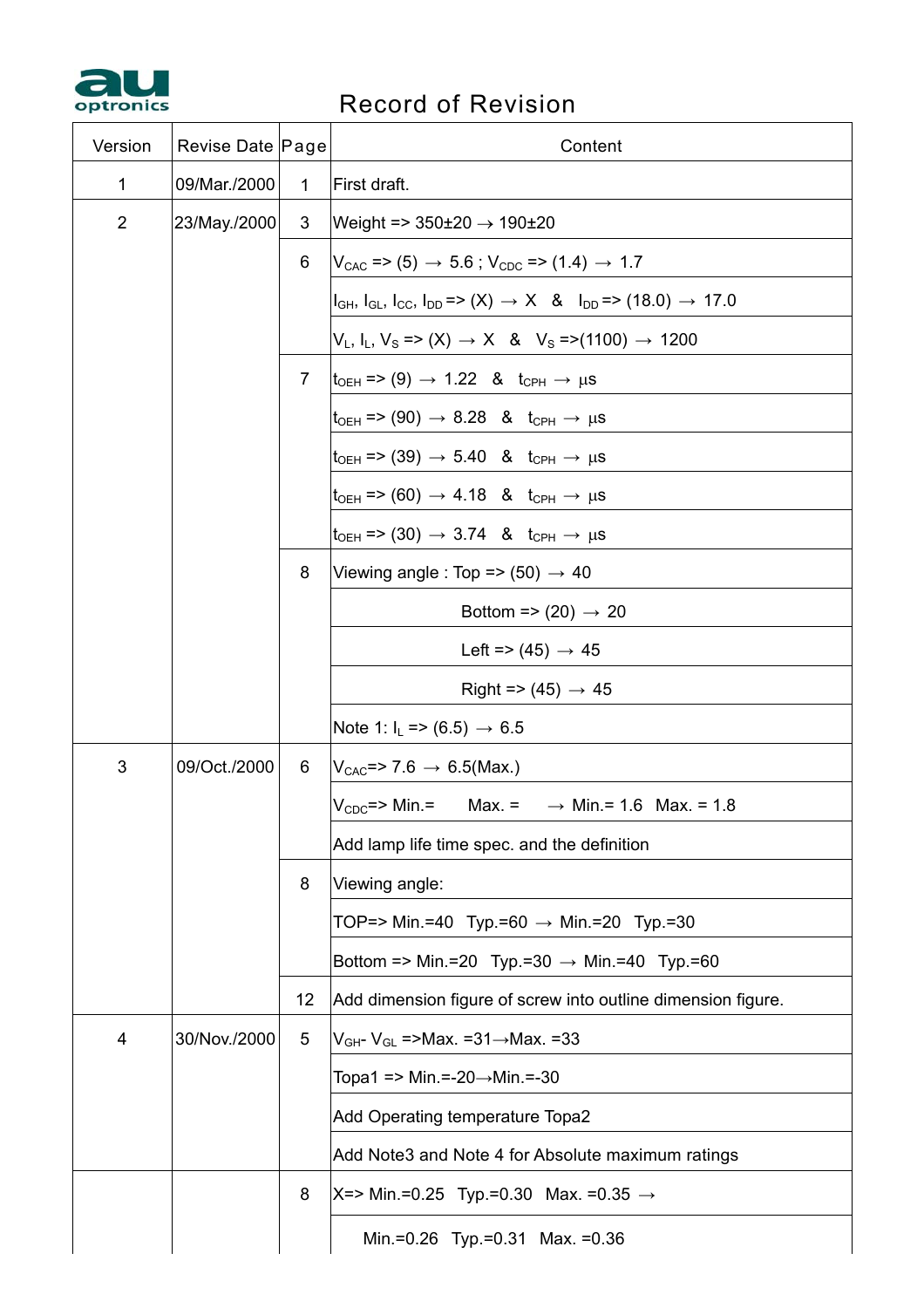# Record of Revision

| Version | Revise Date | Page | Content |
|---|---|---|---|
| 1 | 09/Mar./2000 | 1 | First draft. |
| 2 | 23/May./2000 | 3 | Weight => 350±20 → 190±20 |
| | | 6 | $V_{CAC}$ => (5) → 5.6 ; $V_{CDC}$ => (1.4) → 1.7 |
| | | | $I_{GH}$, $I_{GL}$, $I_{CC}$, $I_{DD}$ => (X) → X & $I_{DD}$ => (18.0) → 17.0 |
| | | | $V_L$, $I_L$, $V_S$ => (X) → X & $V_S$ =>(1100) → 1200 |
| | | 7 | $t_{OEH}$ => (9) → 1.22 & $t_{CPH}$ → µs |
| | | | $t_{OEH}$ => (90) → 8.28 & $t_{CPH}$ → µs |
| | | | $t_{OEH}$ => (39) → 5.40 & $t_{CPH}$ → µs |
| | | | $t_{OEH}$ => (60) → 4.18 & $t_{CPH}$ → µs |
| | | | $t_{OEH}$ => (30) → 3.74 & $t_{CPH}$ → µs |
| | | 8 | Viewing angle : Top => (50) → 40 |
| | | | Bottom => (20) → 20 |
| | | | Left => (45) → 45 |
| | | | Right => (45) → 45 |
| | | | Note 1: $I_L$ => (6.5) → 6.5 |
| 3 | 09/Oct./2000 | 6 | $V_{CAC}$=> 7.6 → 6.5(Max.) |
| | | | $V_{CDC}$=> Min.= Max. = → Min.= 1.6 Max. = 1.8 |
| | | | Add lamp life time spec. and the definition |
| | | 8 | Viewing angle: |
| | | | TOP=> Min.=40 Typ.=60 → Min.=20 Typ.=30 |
| | | | Bottom => Min.=20 Typ.=30 → Min.=40 Typ.=60 |
| | | 12 | Add dimension figure of screw into outline dimension figure. |
| 4 | 30/Nov./2000 | 5 | $V_{GH}$- $V_{GL}$ =>Max. =31→Max. =33 |
| | | | Topa1 => Min.=-20→Min.=-30 |
| | | | Add Operating temperature Topa2 |
| | | | Add Note3 and Note 4 for Absolute maximum ratings |
| | | 8 | X=> Min.=0.25 Typ.=0.30 Max. =0.35 → |
| | | | Min.=0.26 Typ.=0.31 Max. =0.36 |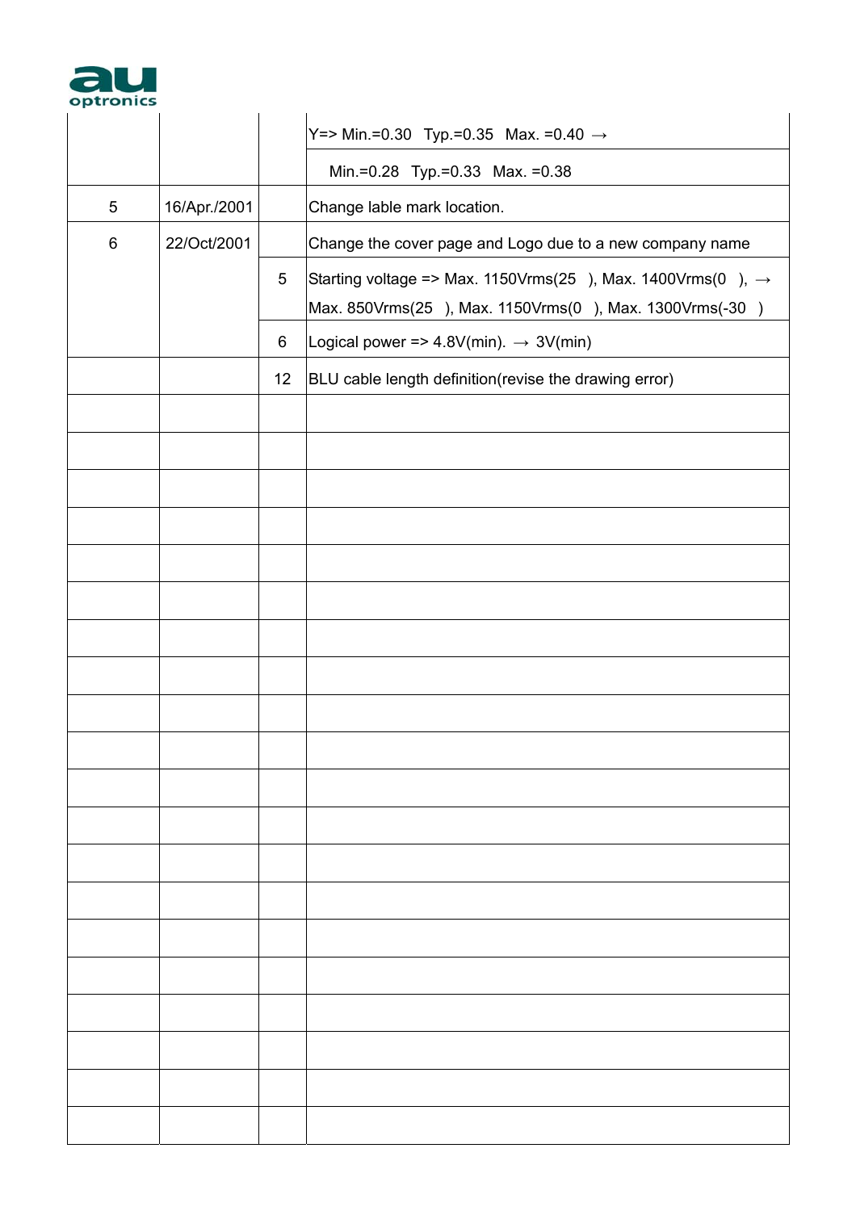| | | | |
|---|---|---|---|
| | | | Y=> Min.=0.30 Typ.=0.35 Max. =0.40 → |
| | | | Min.=0.28 Typ.=0.33 Max. =0.38 |
| 5 | 16/Apr./2001 | | Change lable mark location. |
| 6 | 22/Oct/2001 | | Change the cover page and Logo due to a new company name |
| | | 5 | Starting voltage => Max. 1150Vrms(25 ), Max. 1400Vrms(0 ), → Max. 850Vrms(25 ), Max. 1150Vrms(0 ), Max. 1300Vrms(-30 ) |
| | | 6 | Logical power => 4.8V(min). → 3V(min) |
| | | 12 | BLU cable length definition(revise the drawing error) |
| | | | |
| | | | |
| | | | |
| | | | |
| | | | |
| | | | |
| | | | |
| | | | |
| | | | |
| | | | |
| | | | |
| | | | |
| | | | |
| | | | |
| | | | |
| | | | |
| | | | |
| | | | |
| | | | |
| | | | |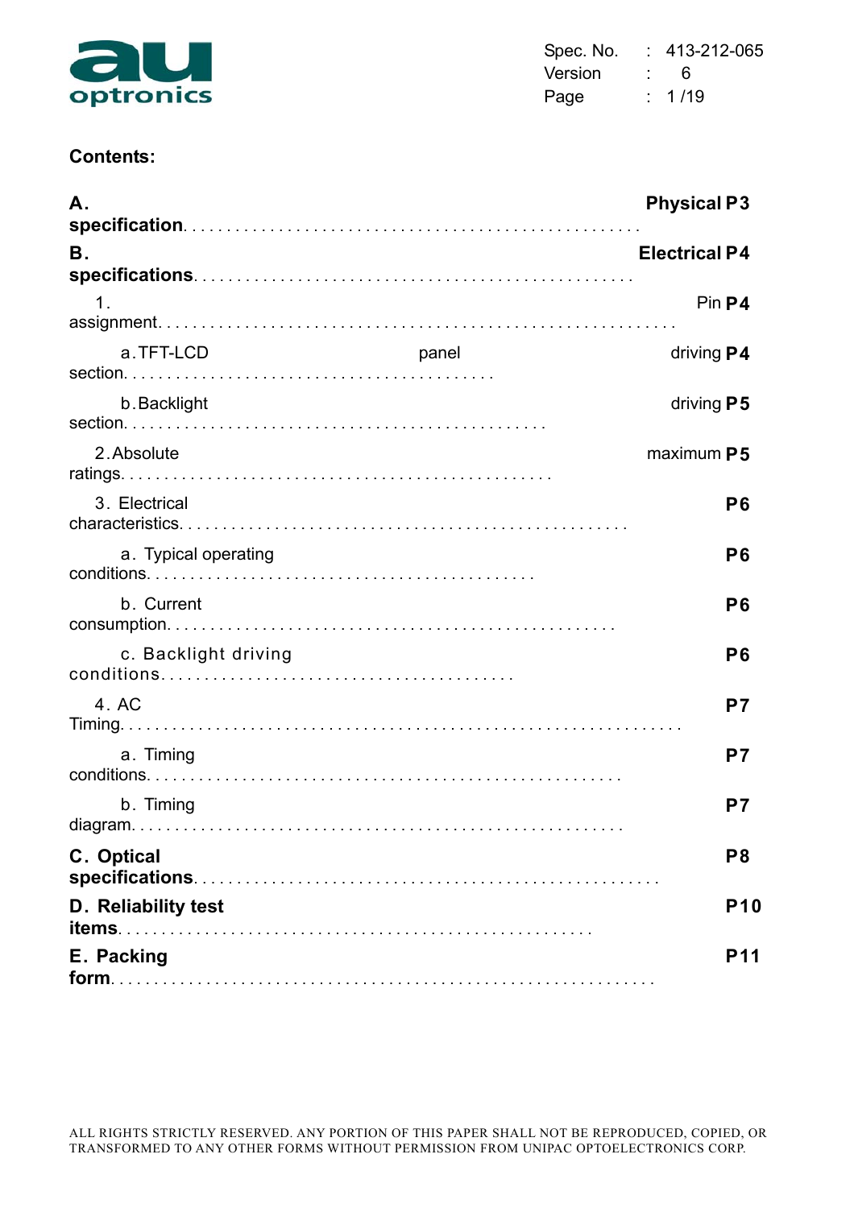## Contents:

| | |
|---|---|
| **A. Physical specification** | **P3** |
| **B. Electrical specifications** | **P4** |
| 1. Pin assignment | **P4** |
| a. TFT-LCD panel driving section | **P4** |
| b. Backlight driving section | **P5** |
| 2. Absolute maximum ratings | **P5** |
| 3. Electrical characteristics | **P6** |
| a. Typical operating conditions | **P6** |
| b. Current consumption | **P6** |
| c. Backlight driving conditions | **P6** |
| 4. AC Timing | **P7** |
| a. Timing conditions | **P7** |
| b. Timing diagram | **P7** |
| **C. Optical specifications** | **P8** |
| **D. Reliability test items** | **P10** |
| **E. Packing form** | **P11** |

ALL RIGHTS STRICTLY RESERVED. ANY PORTION OF THIS PAPER SHALL NOT BE REPRODUCED, COPIED, OR TRANSFORMED TO ANY OTHER FORMS WITHOUT PERMISSION FROM UNIPAC OPTOELECTRONICS CORP.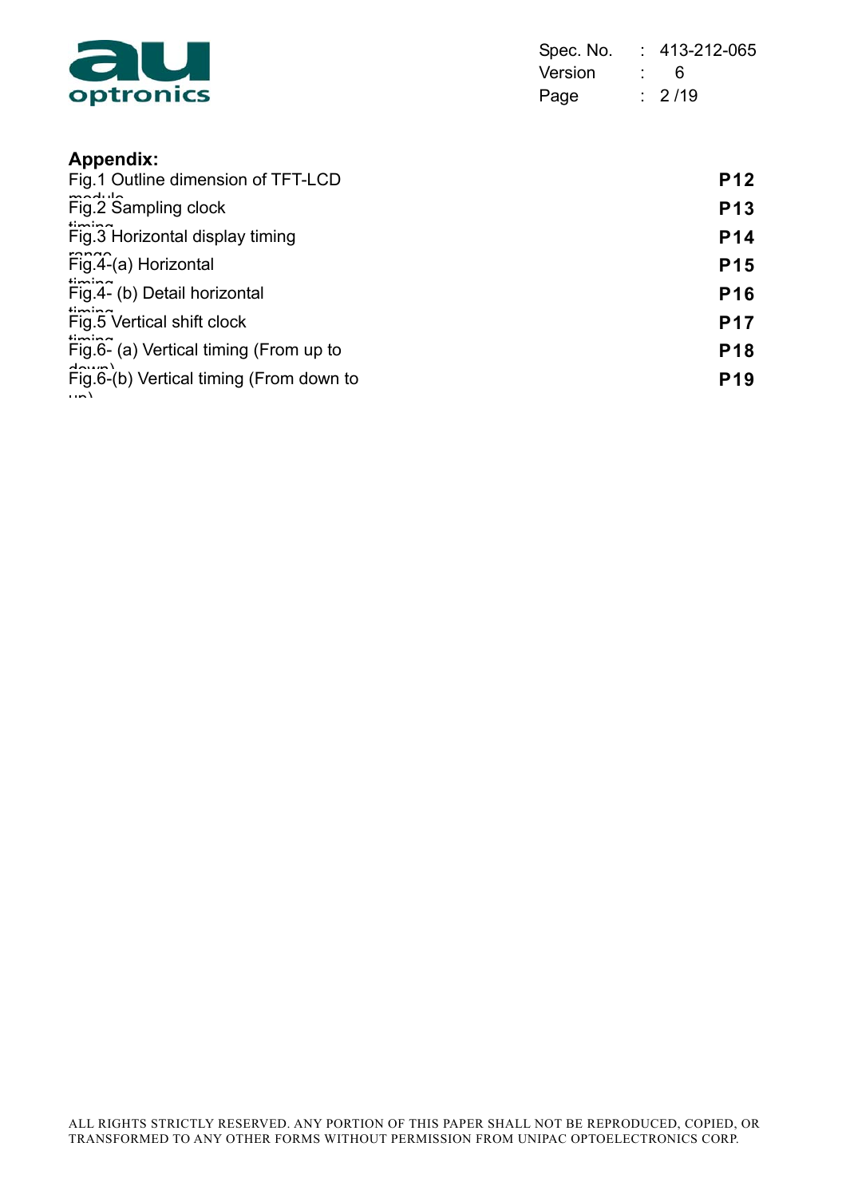**Appendix:**

| | |
|---|---|
| Fig.1 Outline dimension of TFT-LCD module | **P12** |
| Fig.2 Sampling clock timing | **P13** |
| Fig.3 Horizontal display timing range | **P14** |
| Fig.4-(a) Horizontal timing | **P15** |
| Fig.4- (b) Detail horizontal timing | **P16** |
| Fig.5 Vertical shift clock timing | **P17** |
| Fig.6- (a) Vertical timing (From up to down) | **P18** |
| Fig.6-(b) Vertical timing (From down to up) | **P19** |

ALL RIGHTS STRICTLY RESERVED. ANY PORTION OF THIS PAPER SHALL NOT BE REPRODUCED, COPIED, OR TRANSFORMED TO ANY OTHER FORMS WITHOUT PERMISSION FROM UNIPAC OPTOELECTRONICS CORP.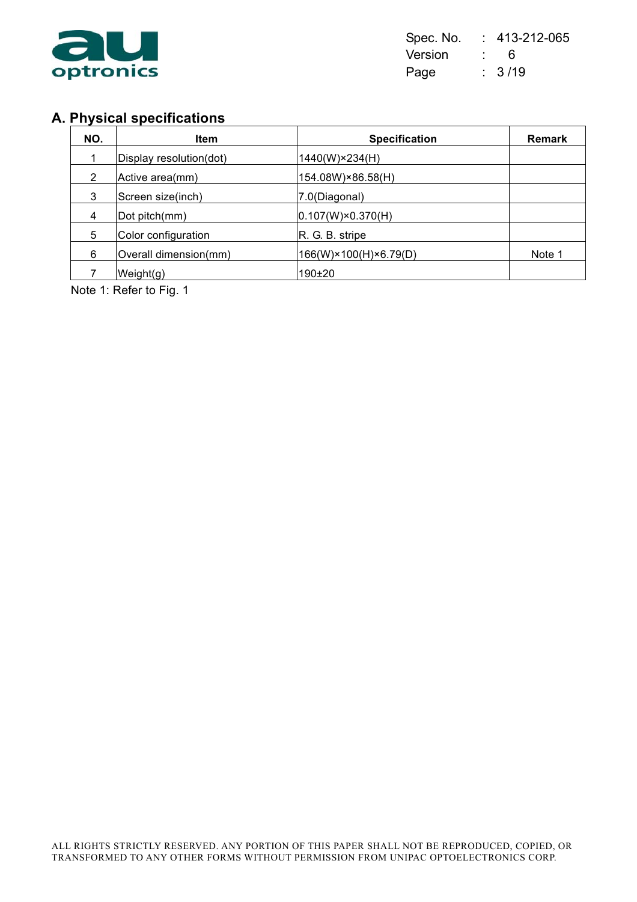## A. Physical specifications

| NO. | Item | Specification | Remark |
|---|---|---|---|
| 1 | Display resolution(dot) | 1440(W)×234(H) | |
| 2 | Active area(mm) | 154.08W)×86.58(H) | |
| 3 | Screen size(inch) | 7.0(Diagonal) | |
| 4 | Dot pitch(mm) | 0.107(W)×0.370(H) | |
| 5 | Color configuration | R. G. B. stripe | |
| 6 | Overall dimension(mm) | 166(W)×100(H)×6.79(D) | Note 1 |
| 7 | Weight(g) | 190±20 | |

Note 1: Refer to Fig. 1

ALL RIGHTS STRICTLY RESERVED. ANY PORTION OF THIS PAPER SHALL NOT BE REPRODUCED, COPIED, OR TRANSFORMED TO ANY OTHER FORMS WITHOUT PERMISSION FROM UNIPAC OPTOELECTRONICS CORP.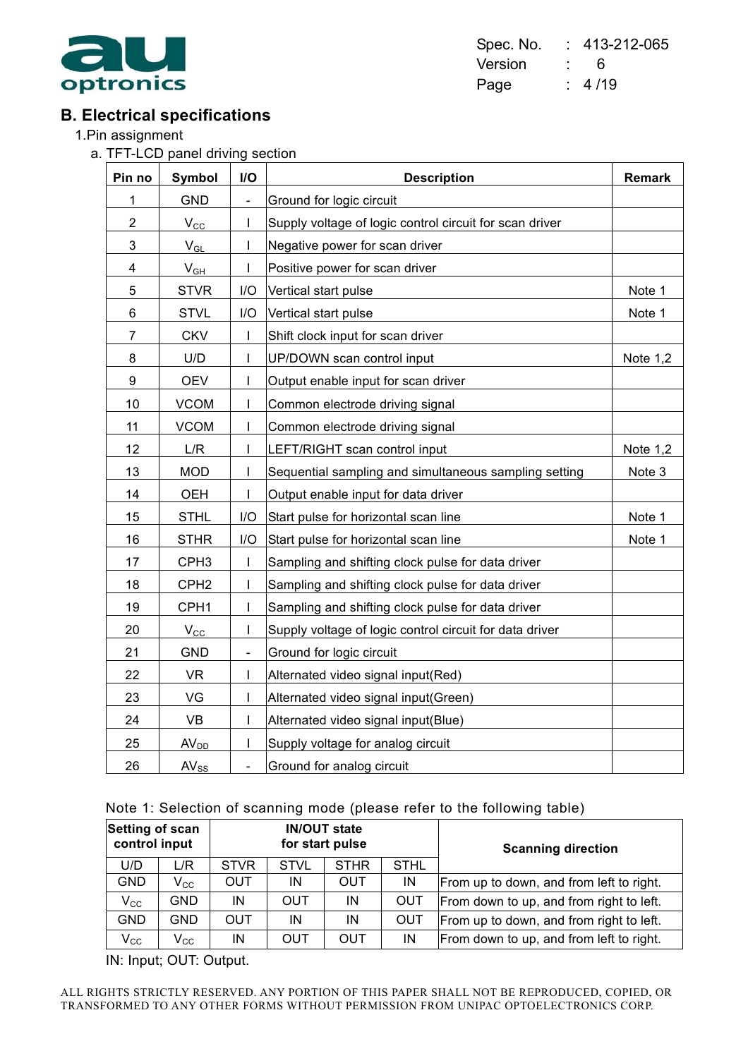## B. Electrical specifications

1. Pin assignment

a. TFT-LCD panel driving section

| Pin no | Symbol | I/O | Description | Remark |
|---|---|---|---|---|
| 1 | GND | - | Ground for logic circuit | |
| 2 | $V_{CC}$ | I | Supply voltage of logic control circuit for scan driver | |
| 3 | $V_{GL}$ | I | Negative power for scan driver | |
| 4 | $V_{GH}$ | I | Positive power for scan driver | |
| 5 | STVR | I/O | Vertical start pulse | Note 1 |
| 6 | STVL | I/O | Vertical start pulse | Note 1 |
| 7 | CKV | I | Shift clock input for scan driver | |
| 8 | U/D | I | UP/DOWN scan control input | Note 1,2 |
| 9 | OEV | I | Output enable input for scan driver | |
| 10 | VCOM | I | Common electrode driving signal | |
| 11 | VCOM | I | Common electrode driving signal | |
| 12 | L/R | I | LEFT/RIGHT scan control input | Note 1,2 |
| 13 | MOD | I | Sequential sampling and simultaneous sampling setting | Note 3 |
| 14 | OEH | I | Output enable input for data driver | |
| 15 | STHL | I/O | Start pulse for horizontal scan line | Note 1 |
| 16 | STHR | I/O | Start pulse for horizontal scan line | Note 1 |
| 17 | CPH3 | I | Sampling and shifting clock pulse for data driver | |
| 18 | CPH2 | I | Sampling and shifting clock pulse for data driver | |
| 19 | CPH1 | I | Sampling and shifting clock pulse for data driver | |
| 20 | $V_{CC}$ | I | Supply voltage of logic control circuit for data driver | |
| 21 | GND | - | Ground for logic circuit | |
| 22 | VR | I | Alternated video signal input(Red) | |
| 23 | VG | I | Alternated video signal input(Green) | |
| 24 | VB | I | Alternated video signal input(Blue) | |
| 25 | $AV_{DD}$ | I | Supply voltage for analog circuit | |
| 26 | $AV_{SS}$ | - | Ground for analog circuit | |

Note 1: Selection of scanning mode (please refer to the following table)

| Setting of scan control input | | IN/OUT state for start pulse | | | | Scanning direction |
|---|---|---|---|---|---|---|
| U/D | L/R | STVR | STVL | STHR | STHL | |
| GND | $V_{CC}$ | OUT | IN | OUT | IN | From up to down, and from left to right. |
| $V_{CC}$ | GND | IN | OUT | IN | OUT | From down to up, and from right to left. |
| GND | GND | OUT | IN | IN | OUT | From up to down, and from right to left. |
| $V_{CC}$ | $V_{CC}$ | IN | OUT | OUT | IN | From down to up, and from left to right. |

IN: Input; OUT: Output.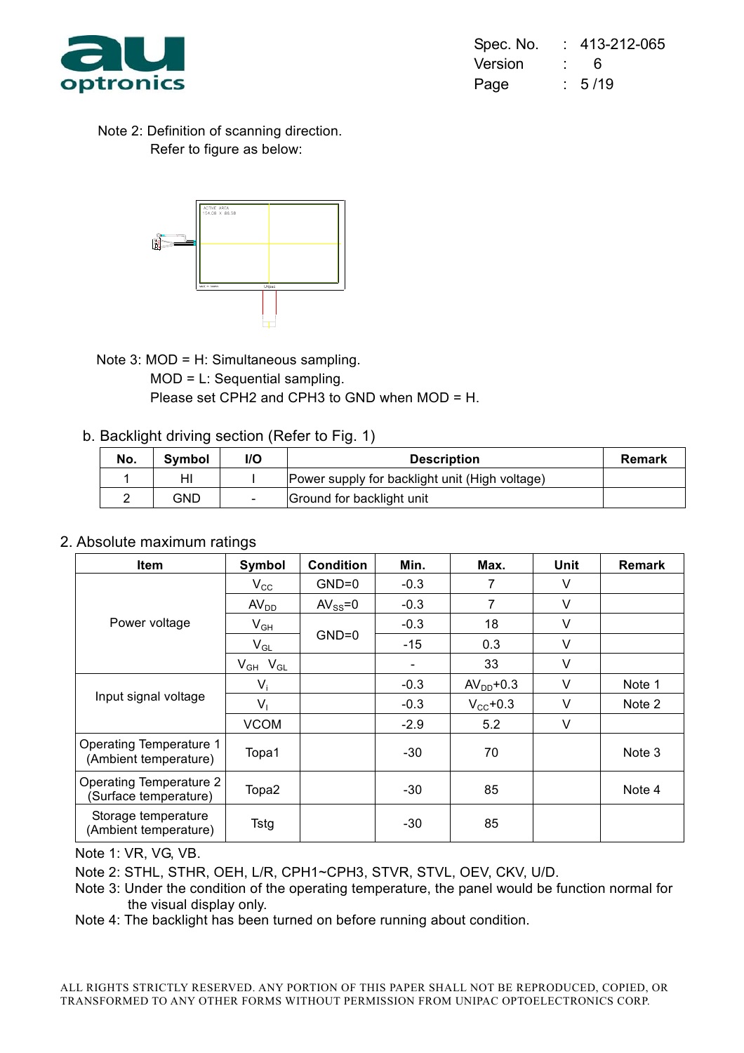Note 2: Definition of scanning direction.
Refer to figure as below:

Note 3: MOD = H: Simultaneous sampling.
MOD = L: Sequential sampling.
Please set CPH2 and CPH3 to GND when MOD = H.

b. Backlight driving section (Refer to Fig. 1)

| No. | Symbol | I/O | Description | Remark |
|---|---|---|---|---|
| 1 | HI | I | Power supply for backlight unit (High voltage) | |
| 2 | GND | - | Ground for backlight unit | |

## 2. Absolute maximum ratings

| Item | Symbol | Condition | Min. | Max. | Unit | Remark |
|---|---|---|---|---|---|---|
| Power voltage | $V_{CC}$ | GND=0 | -0.3 | 7 | V | |
| | $AV_{DD}$ | $AV_{SS}$=0 | -0.3 | 7 | V | |
| | $V_{GH}$ | GND=0 | -0.3 | 18 | V | |
| | $V_{GL}$ | | -15 | 0.3 | V | |
| | $V_{GH}$ $V_{GL}$ | | - | 33 | V | |
| Input signal voltage | $V_i$ | | -0.3 | $AV_{DD}$+0.3 | V | Note 1 |
| | $V_I$ | | -0.3 | $V_{CC}$+0.3 | V | Note 2 |
| | VCOM | | -2.9 | 5.2 | V | |
| Operating Temperature 1 (Ambient temperature) | Topa1 | | -30 | 70 | | Note 3 |
| Operating Temperature 2 (Surface temperature) | Topa2 | | -30 | 85 | | Note 4 |
| Storage temperature (Ambient temperature) | Tstg | | -30 | 85 | | |

Note 1: VR, VG, VB.
Note 2: STHL, STHR, OEH, L/R, CPH1~CPH3, STVR, STVL, OEV, CKV, U/D.
Note 3: Under the condition of the operating temperature, the panel would be function normal for the visual display only.
Note 4: The backlight has been turned on before running about condition.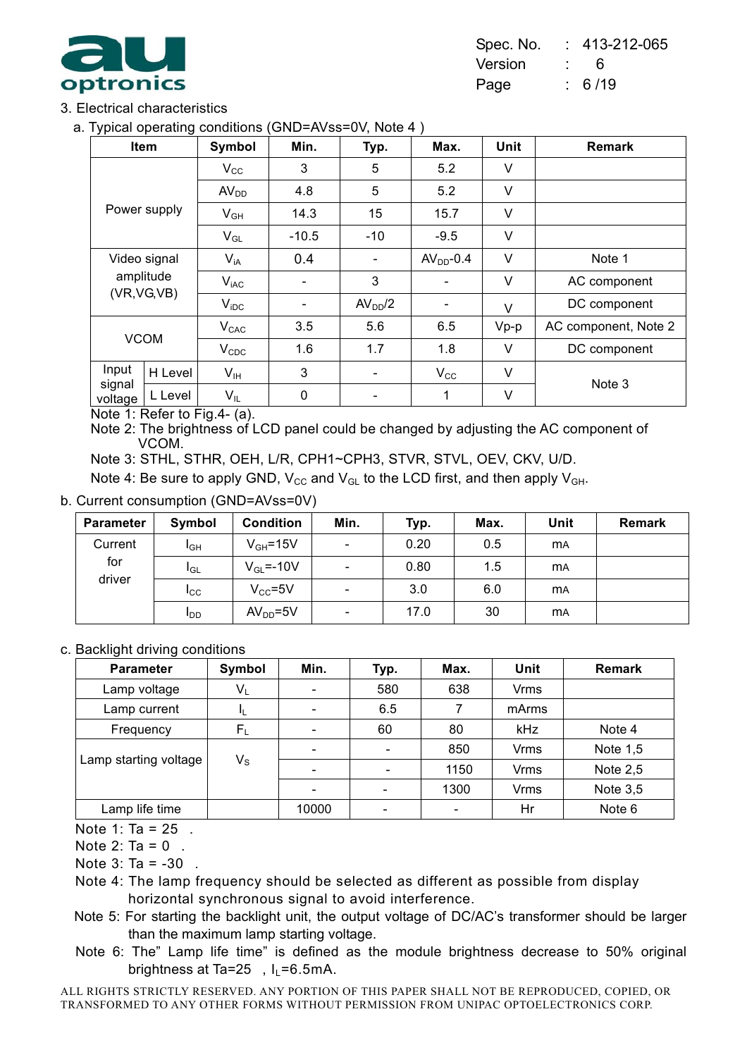## 3. Electrical characteristics

### a. Typical operating conditions (GND=AVss=0V, Note 4 )

| Item | | Symbol | Min. | Typ. | Max. | Unit | Remark |
|---|---|---|---|---|---|---|---|
| Power supply | | $V_{CC}$ | 3 | 5 | 5.2 | V | |
| | | $AV_{DD}$ | 4.8 | 5 | 5.2 | V | |
| | | $V_{GH}$ | 14.3 | 15 | 15.7 | V | |
| | | $V_{GL}$ | -10.5 | -10 | -9.5 | V | |
| Video signal amplitude (VR,VG,VB) | | $V_{iA}$ | 0.4 | - | $AV_{DD}$-0.4 | V | Note 1 |
| | | $V_{iAC}$ | - | 3 | - | V | AC component |
| | | $V_{iDC}$ | - | $AV_{DD}/2$ | - | V | DC component |
| VCOM | | $V_{CAC}$ | 3.5 | 5.6 | 6.5 | Vp-p | AC component, Note 2 |
| | | $V_{CDC}$ | 1.6 | 1.7 | 1.8 | V | DC component |
| Input signal voltage | H Level | $V_{IH}$ | 3 | - | $V_{CC}$ | V | Note 3 |
| | L Level | $V_{IL}$ | 0 | - | 1 | V | |

Note 1: Refer to Fig.4- (a).

Note 2: The brightness of LCD panel could be changed by adjusting the AC component of VCOM.

Note 3: STHL, STHR, OEH, L/R, CPH1~CPH3, STVR, STVL, OEV, CKV, U/D.

Note 4: Be sure to apply GND, $V_{CC}$ and $V_{GL}$ to the LCD first, and then apply $V_{GH}$.

### b. Current consumption (GND=AVss=0V)

| Parameter | Symbol | Condition | Min. | Typ. | Max. | Unit | Remark |
|---|---|---|---|---|---|---|---|
| Current for driver | $I_{GH}$ | $V_{GH}$=15V | - | 0.20 | 0.5 | mA | |
| | $I_{GL}$ | $V_{GL}$=-10V | - | 0.80 | 1.5 | mA | |
| | $I_{CC}$ | $V_{CC}$=5V | - | 3.0 | 6.0 | mA | |
| | $I_{DD}$ | $AV_{DD}$=5V | - | 17.0 | 30 | mA | |

### c. Backlight driving conditions

| Parameter | Symbol | Min. | Typ. | Max. | Unit | Remark |
|---|---|---|---|---|---|---|
| Lamp voltage | $V_L$ | - | 580 | 638 | Vrms | |
| Lamp current | $I_L$ | - | 6.5 | 7 | mArms | |
| Frequency | $F_L$ | - | 60 | 80 | kHz | Note 4 |
| Lamp starting voltage | $V_S$ | - | - | 850 | Vrms | Note 1,5 |
| | | - | - | 1150 | Vrms | Note 2,5 |
| | | - | - | 1300 | Vrms | Note 3,5 |
| Lamp life time | | 10000 | - | - | Hr | Note 6 |

Note 1: Ta = 25 .

Note 2: Ta = 0 .

Note 3: Ta = -30 .

Note 4: The lamp frequency should be selected as different as possible from display horizontal synchronous signal to avoid interference.

Note 5: For starting the backlight unit, the output voltage of DC/AC's transformer should be larger than the maximum lamp starting voltage.

Note 6: The" Lamp life time" is defined as the module brightness decrease to 50% original brightness at Ta=25 , $I_L$=6.5mA.

ALL RIGHTS STRICTLY RESERVED. ANY PORTION OF THIS PAPER SHALL NOT BE REPRODUCED, COPIED, OR TRANSFORMED TO ANY OTHER FORMS WITHOUT PERMISSION FROM UNIPAC OPTOELECTRONICS CORP.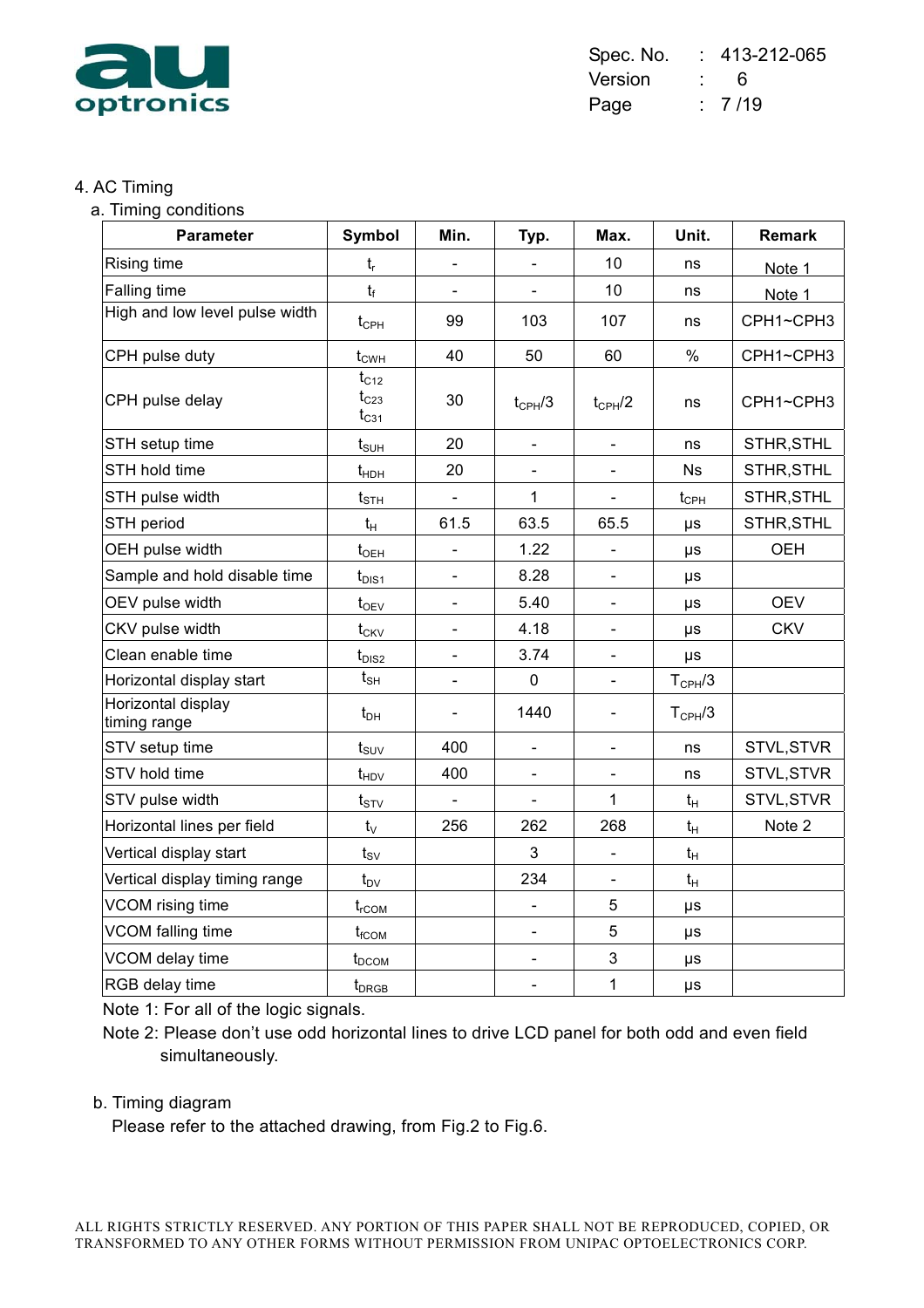## 4. AC Timing

### a. Timing conditions

| Parameter | Symbol | Min. | Typ. | Max. | Unit. | Remark |
|---|---|---|---|---|---|---|
| Rising time | $t_r$ | - | - | 10 | ns | Note 1 |
| Falling time | $t_f$ | - | - | 10 | ns | Note 1 |
| High and low level pulse width | $t_{CPH}$ | 99 | 103 | 107 | ns | CPH1~CPH3 |
| CPH pulse duty | $t_{CWH}$ | 40 | 50 | 60 | % | CPH1~CPH3 |
| CPH pulse delay | $t_{C12}$ $t_{C23}$ $t_{C31}$ | 30 | $t_{CPH}/3$ | $t_{CPH}/2$ | ns | CPH1~CPH3 |
| STH setup time | $t_{SUH}$ | 20 | - | - | ns | STHR,STHL |
| STH hold time | $t_{HDH}$ | 20 | - | - | Ns | STHR,STHL |
| STH pulse width | $t_{STH}$ | - | 1 | - | $t_{CPH}$ | STHR,STHL |
| STH period | $t_H$ | 61.5 | 63.5 | 65.5 | μs | STHR,STHL |
| OEH pulse width | $t_{OEH}$ | - | 1.22 | - | μs | OEH |
| Sample and hold disable time | $t_{DIS1}$ | - | 8.28 | - | μs | |
| OEV pulse width | $t_{OEV}$ | - | 5.40 | - | μs | OEV |
| CKV pulse width | $t_{CKV}$ | - | 4.18 | - | μs | CKV |
| Clean enable time | $t_{DIS2}$ | - | 3.74 | - | μs | |
| Horizontal display start | $t_{SH}$ | - | 0 | - | $T_{CPH}/3$ | |
| Horizontal display timing range | $t_{DH}$ | - | 1440 | - | $T_{CPH}/3$ | |
| STV setup time | $t_{SUV}$ | 400 | - | - | ns | STVL,STVR |
| STV hold time | $t_{HDV}$ | 400 | - | - | ns | STVL,STVR |
| STV pulse width | $t_{STV}$ | - | - | 1 | $t_H$ | STVL,STVR |
| Horizontal lines per field | $t_V$ | 256 | 262 | 268 | $t_H$ | Note 2 |
| Vertical display start | $t_{SV}$ | | 3 | - | $t_H$ | |
| Vertical display timing range | $t_{DV}$ | | 234 | - | $t_H$ | |
| VCOM rising time | $t_{rCOM}$ | | - | 5 | μs | |
| VCOM falling time | $t_{fCOM}$ | | - | 5 | μs | |
| VCOM delay time | $t_{DCOM}$ | | - | 3 | μs | |
| RGB delay time | $t_{DRGB}$ | | - | 1 | μs | |

Note 1: For all of the logic signals.

Note 2: Please don't use odd horizontal lines to drive LCD panel for both odd and even field simultaneously.

### b. Timing diagram

Please refer to the attached drawing, from Fig.2 to Fig.6.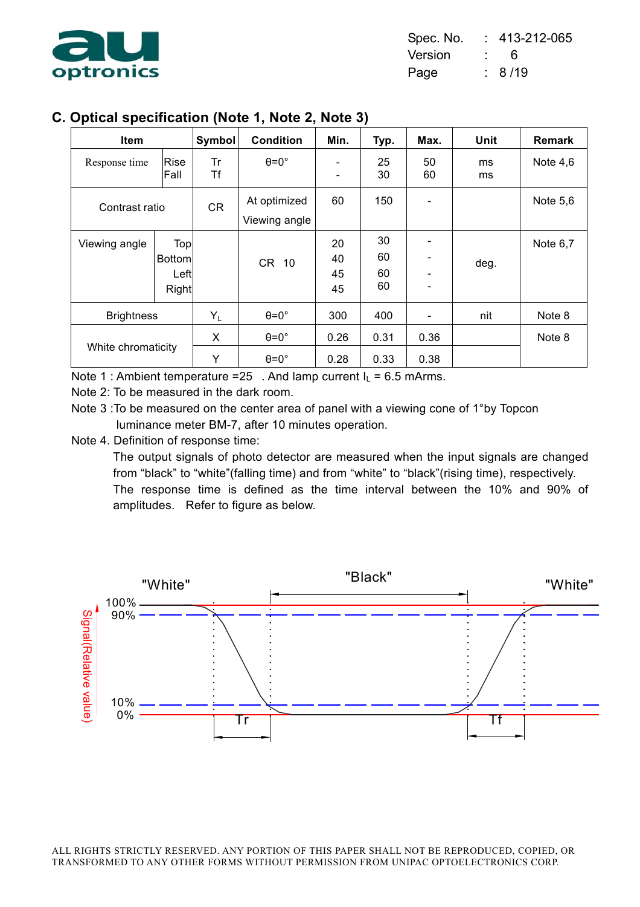## C. Optical specification (Note 1, Note 2, Note 3)

| Item | | Symbol | Condition | Min. | Typ. | Max. | Unit | Remark |
|---|---|---|---|---|---|---|---|---|
| Response time | Rise | Tr | θ=0° | - | 25 | 50 | ms | Note 4,6 |
| | Fall | Tf | | - | 30 | 60 | ms | |
| Contrast ratio | | CR | At optimized Viewing angle | 60 | 150 | - | | Note 5,6 |
| Viewing angle | Top | | CR 10 | 20 | 30 | - | deg. | Note 6,7 |
| | Bottom | | | 40 | 60 | - | | |
| | Left | | | 45 | 60 | - | | |
| | Right | | | 45 | 60 | - | | |
| Brightness | | $Y_L$ | θ=0° | 300 | 400 | - | nit | Note 8 |
| White chromaticity | | X | θ=0° | 0.26 | 0.31 | 0.36 | | Note 8 |
| | | Y | θ=0° | 0.28 | 0.33 | 0.38 | | |

Note 1 : Ambient temperature =25 . And lamp current $I_L$ = 6.5 mArms.

Note 2: To be measured in the dark room.

Note 3 :To be measured on the center area of panel with a viewing cone of 1°by Topcon luminance meter BM-7, after 10 minutes operation.

Note 4. Definition of response time:

The output signals of photo detector are measured when the input signals are changed from "black" to "white"(falling time) and from "white" to "black"(rising time), respectively. The response time is defined as the time interval between the 10% and 90% of amplitudes. Refer to figure as below.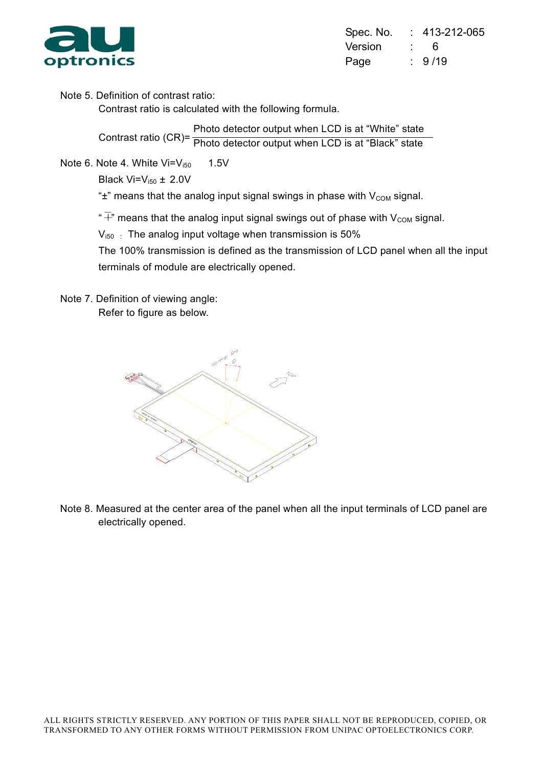Note 5. Definition of contrast ratio:

Contrast ratio is calculated with the following formula.

$$\text{Contrast ratio (CR)} = \frac{\text{Photo detector output when LCD is at "White" state}}{\text{Photo detector output when LCD is at "Black" state}}$$

Note 6. Note 4. White $V_i = V_{i50} \mp 1.5V$

Black $V_i = V_{i50} \pm 2.0V$

"$\pm$" means that the analog input signal swings in phase with $V_{COM}$ signal.

"$\mp$" means that the analog input signal swings out of phase with $V_{COM}$ signal.

$V_{i50}$ : The analog input voltage when transmission is 50%

The 100% transmission is defined as the transmission of LCD panel when all the input terminals of module are electrically opened.

Note 7. Definition of viewing angle:

Refer to figure as below.

Note 8. Measured at the center area of the panel when all the input terminals of LCD panel are electrically opened.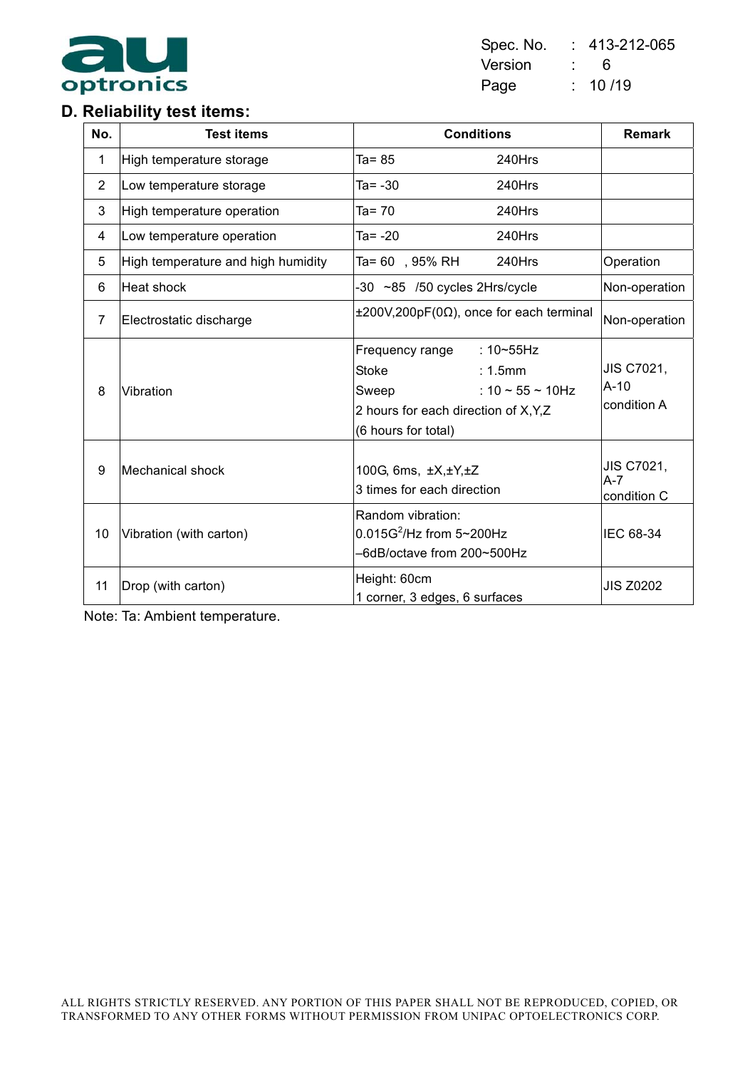## D. Reliability test items:

| No. | Test items | Conditions | Remark |
|---|---|---|---|
| 1 | High temperature storage | Ta= 85 240Hrs | |
| 2 | Low temperature storage | Ta= -30 240Hrs | |
| 3 | High temperature operation | Ta= 70 240Hrs | |
| 4 | Low temperature operation | Ta= -20 240Hrs | |
| 5 | High temperature and high humidity | Ta= 60 , 95% RH 240Hrs | Operation |
| 6 | Heat shock | -30 ~85 /50 cycles 2Hrs/cycle | Non-operation |
| 7 | Electrostatic discharge | ±200V,200pF(0Ω), once for each terminal | Non-operation |
| 8 | Vibration | Frequency range : 10~55Hz<br>Stoke : 1.5mm<br>Sweep : 10 ~ 55 ~ 10Hz<br>2 hours for each direction of X,Y,Z<br>(6 hours for total) | JIS C7021, A-10 condition A |
| 9 | Mechanical shock | 100G, 6ms, ±X,±Y,±Z<br>3 times for each direction | JIS C7021, A-7 condition C |
| 10 | Vibration (with carton) | Random vibration:<br>$0.015G^2$/Hz from 5~200Hz<br>–6dB/octave from 200~500Hz | IEC 68-34 |
| 11 | Drop (with carton) | Height: 60cm<br>1 corner, 3 edges, 6 surfaces | JIS Z0202 |

Note: Ta: Ambient temperature.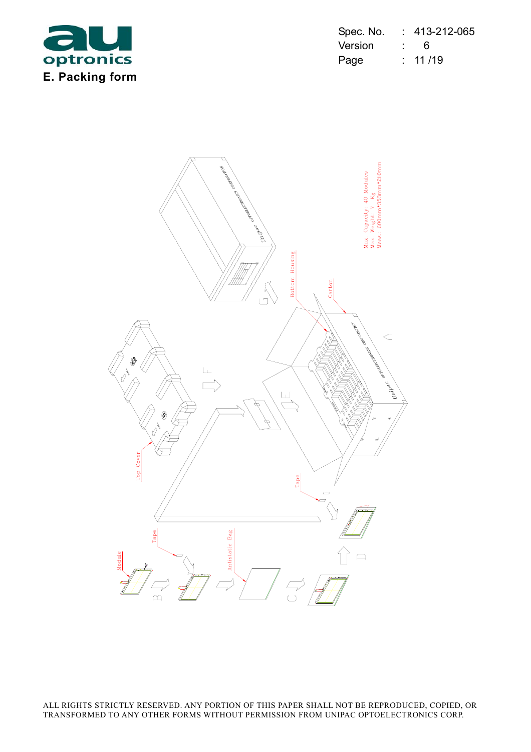# E. Packing form

Max. Capacity: 40 Modules
Max. Weight: 7 kg
Meas: 600mm*355mm*210mm

Bottom Housing

Carton

Top Cover

Tape

Module

Tape

Antistatic Bag

A B C D E F G

Unipac OPTOELECTRONICS CORPORATION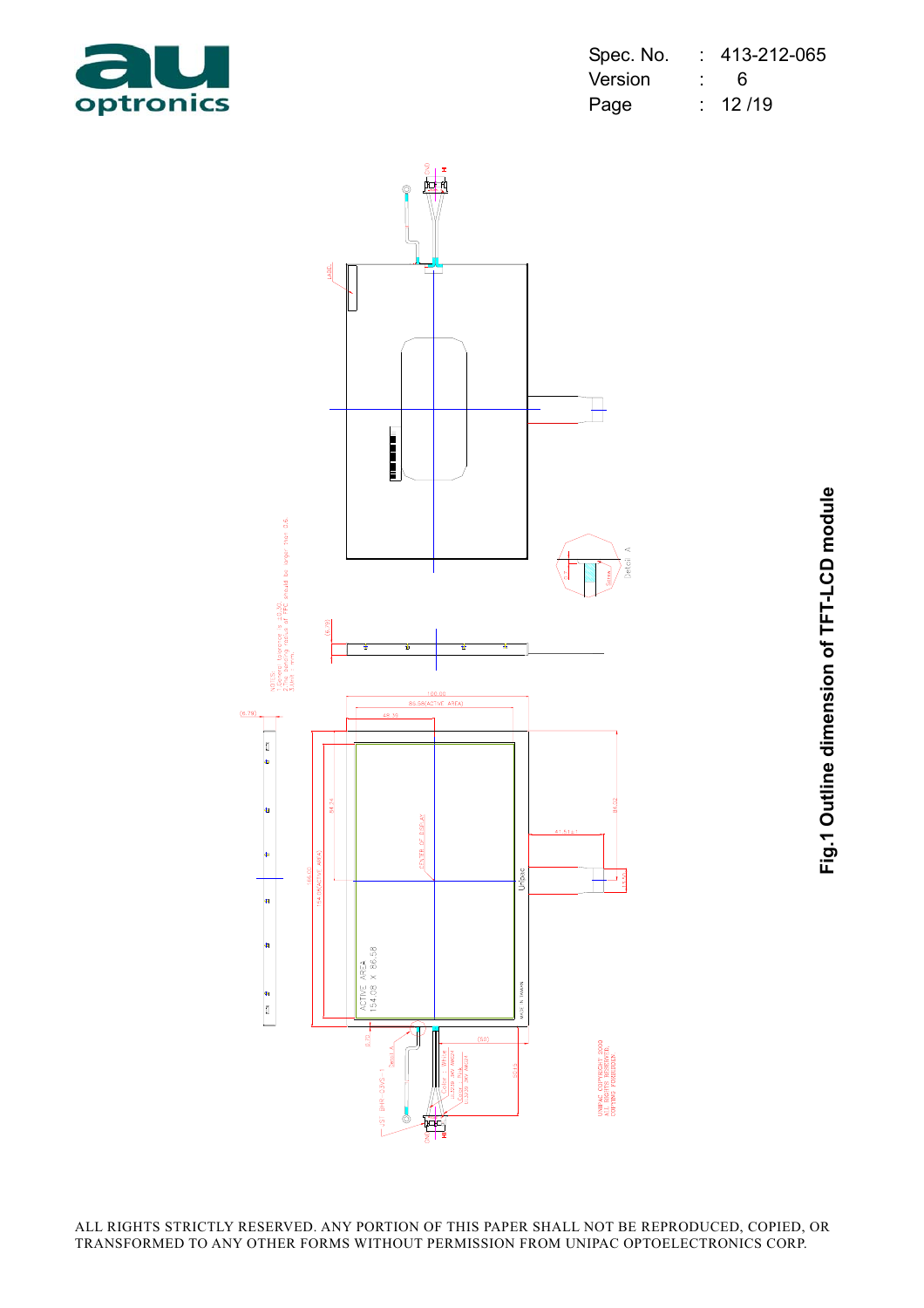Fig.1 Outline dimension of TFT-LCD module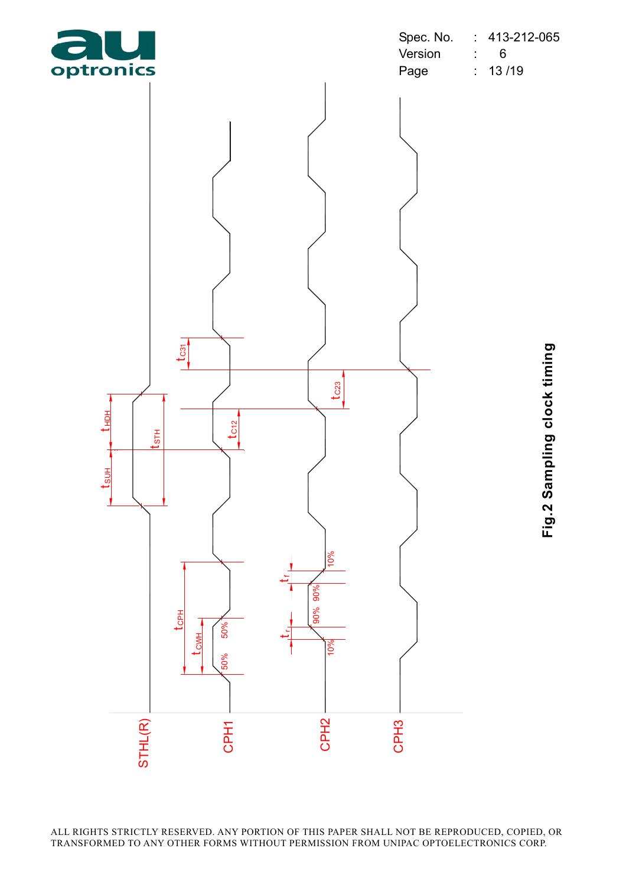Fig.2 Sampling clock timing

ALL RIGHTS STRICTLY RESERVED. ANY PORTION OF THIS PAPER SHALL NOT BE REPRODUCED, COPIED, OR TRANSFORMED TO ANY OTHER FORMS WITHOUT PERMISSION FROM UNIPAC OPTOELECTRONICS CORP.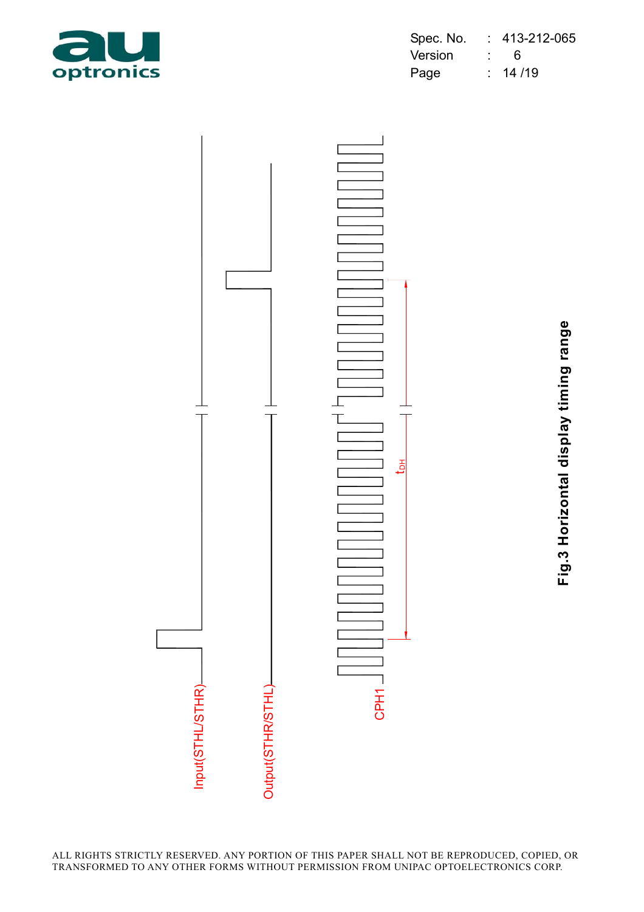Input(STHL/STHR)

Output(STHR/STHL)

CPH1

$t_{DH}$

**Fig.3 Horizontal display timing range**

ALL RIGHTS STRICTLY RESERVED. ANY PORTION OF THIS PAPER SHALL NOT BE REPRODUCED, COPIED, OR TRANSFORMED TO ANY OTHER FORMS WITHOUT PERMISSION FROM UNIPAC OPTOELECTRONICS CORP.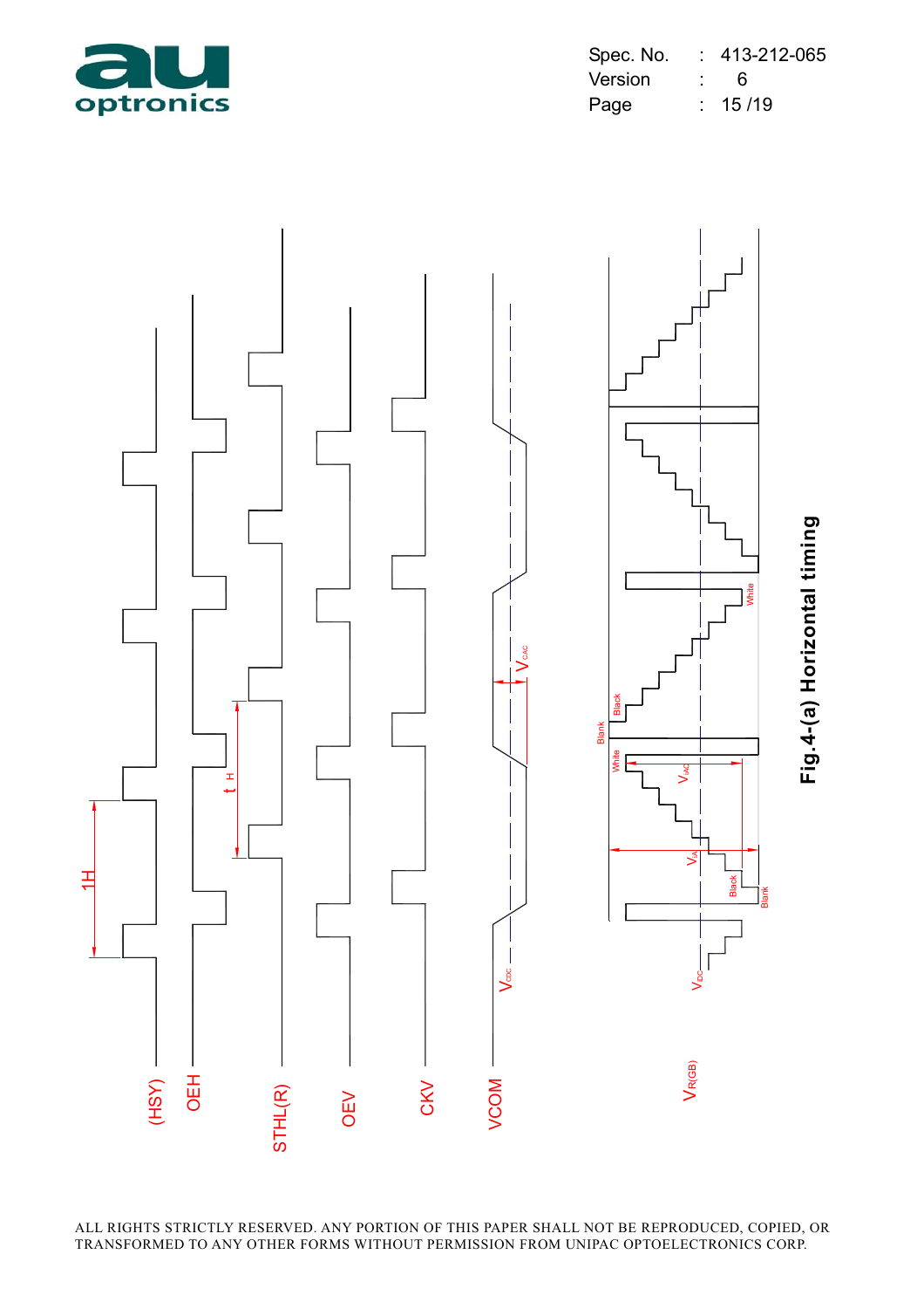(HSY)

OEH

STHL(R)

OEV

CKV

VCOM

$V_{R(GB)}$

1H

$t_H$

$V_{CDC}$

$V_{CAC}$

$V_{IDC}$

$V_{IAC}$

$V_{IA}$

White

Black

Blank

**Fig.4-(a) Horizontal timing**

ALL RIGHTS STRICTLY RESERVED. ANY PORTION OF THIS PAPER SHALL NOT BE REPRODUCED, COPIED, OR TRANSFORMED TO ANY OTHER FORMS WITHOUT PERMISSION FROM UNIPAC OPTOELECTRONICS CORP.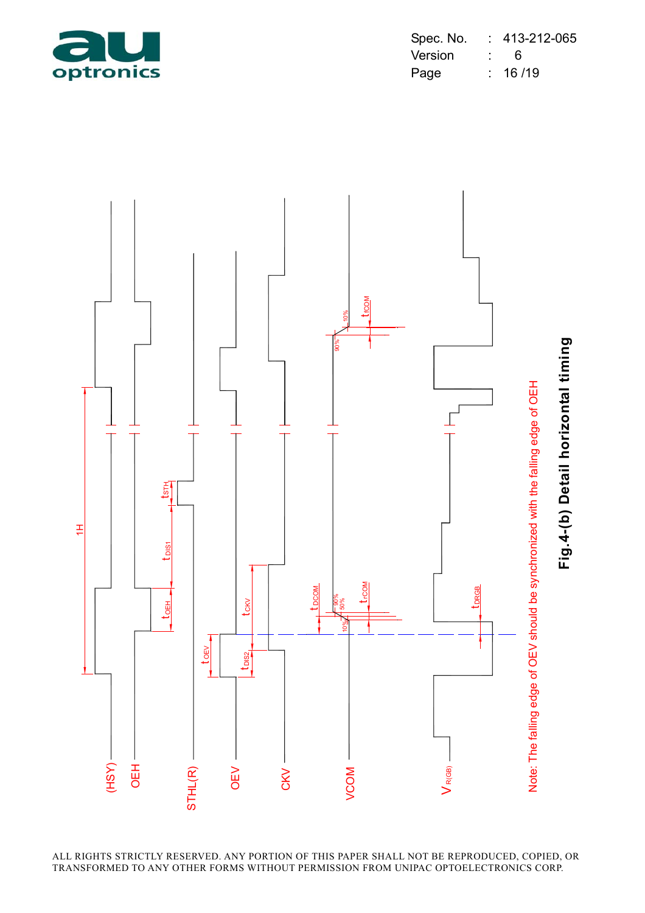Note: The falling edge of OEV should be synchronized with the falling edge of OEH

**Fig.4-(b) Detail horizontal timing**

ALL RIGHTS STRICTLY RESERVED. ANY PORTION OF THIS PAPER SHALL NOT BE REPRODUCED, COPIED, OR TRANSFORMED TO ANY OTHER FORMS WITHOUT PERMISSION FROM UNIPAC OPTOELECTRONICS CORP.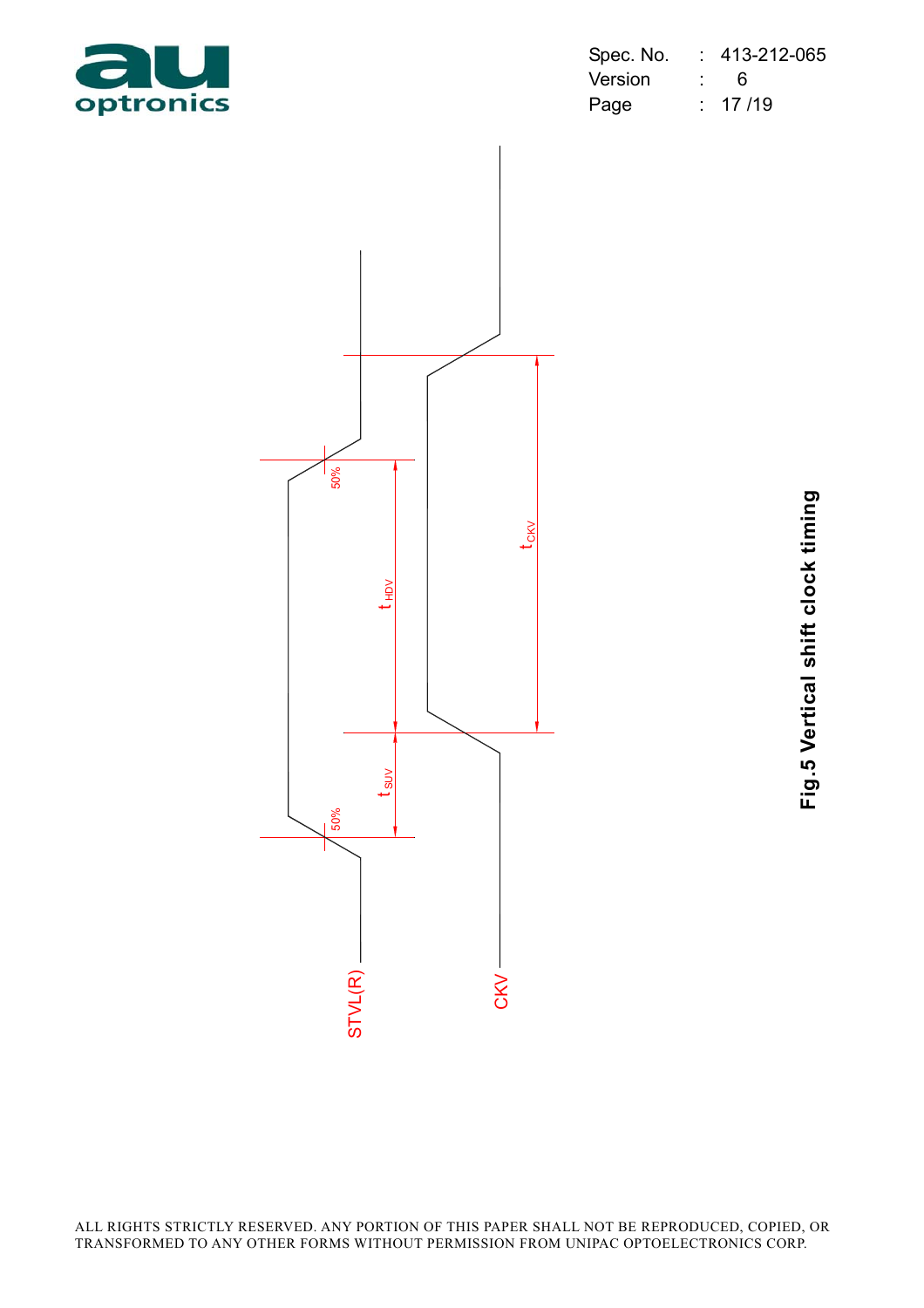STVL(R)

CKV

50%

50%

$t_{HDV}$

$t_{SUV}$

$t_{CKV}$

**Fig.5 Vertical shift clock timing**

ALL RIGHTS STRICTLY RESERVED. ANY PORTION OF THIS PAPER SHALL NOT BE REPRODUCED, COPIED, OR TRANSFORMED TO ANY OTHER FORMS WITHOUT PERMISSION FROM UNIPAC OPTOELECTRONICS CORP.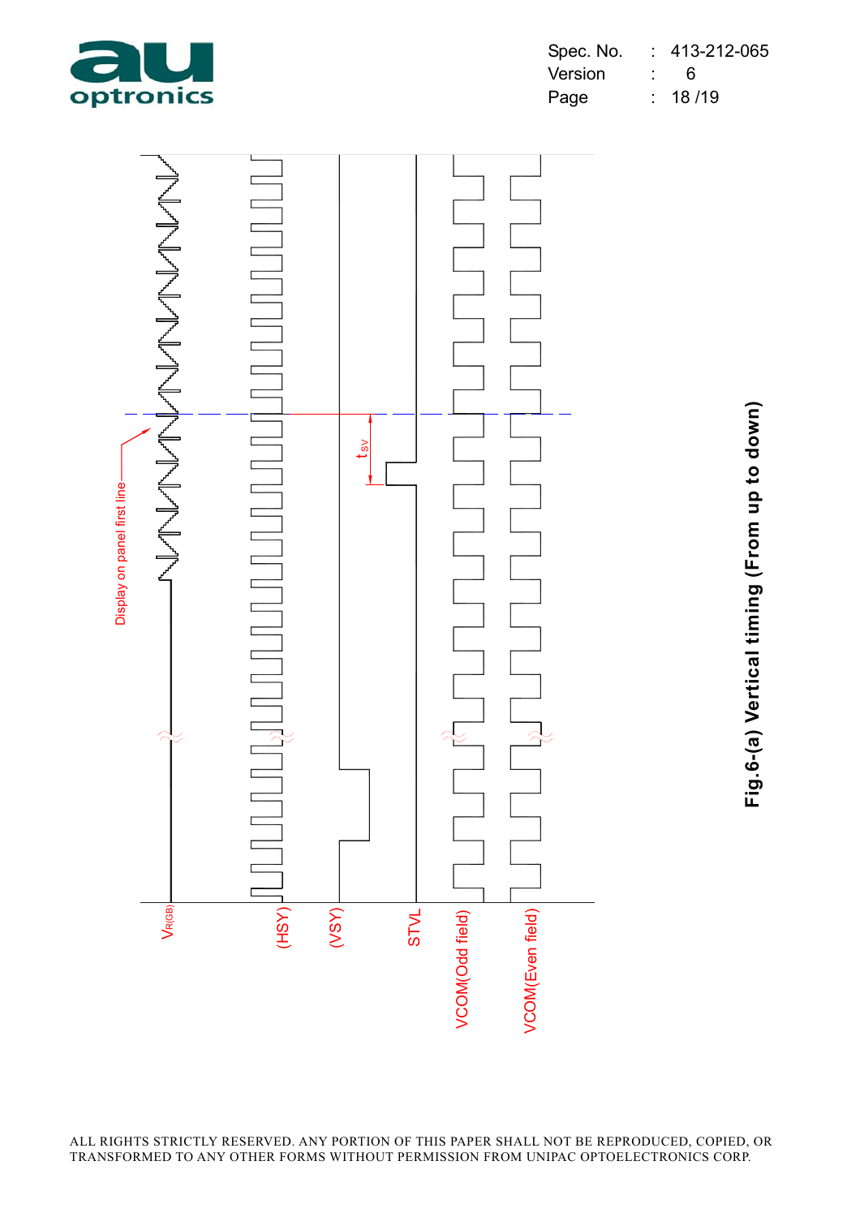Display on panel first line

$V_{R(GB)}$

(HSY)

(VSY)

STVL

VCOM(Odd field)

VCOM(Even field)

$t_{SV}$

**Fig.6-(a) Vertical timing (From up to down)**

ALL RIGHTS STRICTLY RESERVED. ANY PORTION OF THIS PAPER SHALL NOT BE REPRODUCED, COPIED, OR TRANSFORMED TO ANY OTHER FORMS WITHOUT PERMISSION FROM UNIPAC OPTOELECTRONICS CORP.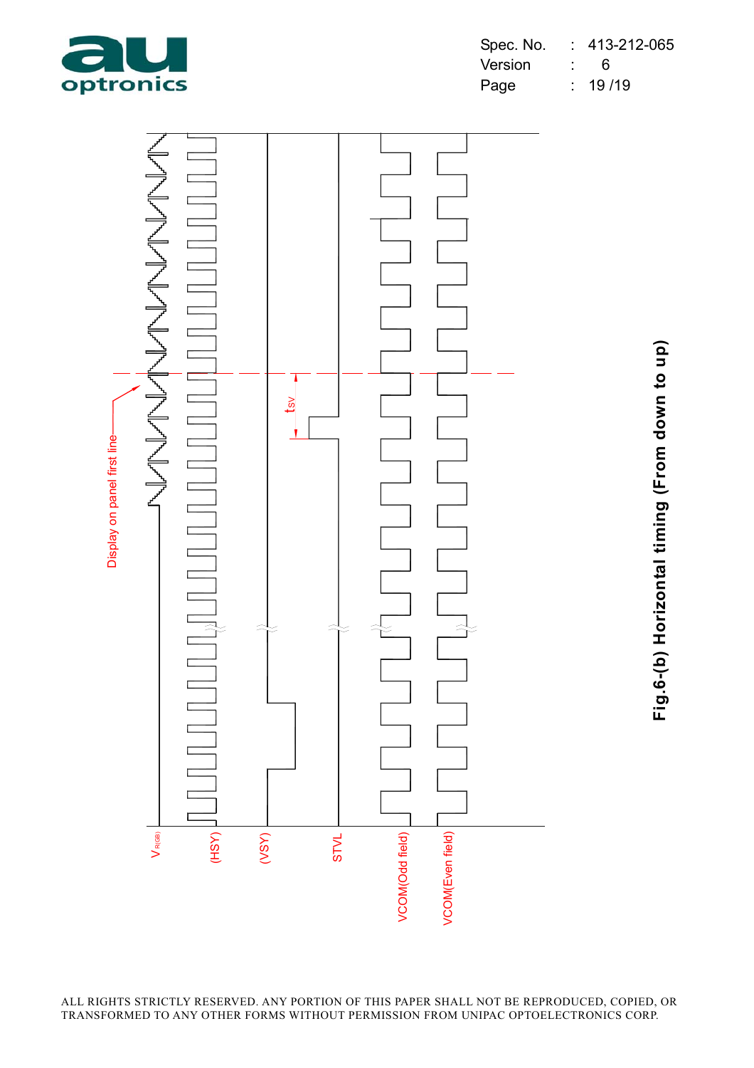Display on panel first line

$t_{SV}$

$V_{R(GB)}$

(HSY)

(VSY)

STVL

VCOM(Odd field)

VCOM(Even field)

**Fig.6-(b) Horizontal timing (From down to up)**

ALL RIGHTS STRICTLY RESERVED. ANY PORTION OF THIS PAPER SHALL NOT BE REPRODUCED, COPIED, OR TRANSFORMED TO ANY OTHER FORMS WITHOUT PERMISSION FROM UNIPAC OPTOELECTRONICS CORP.